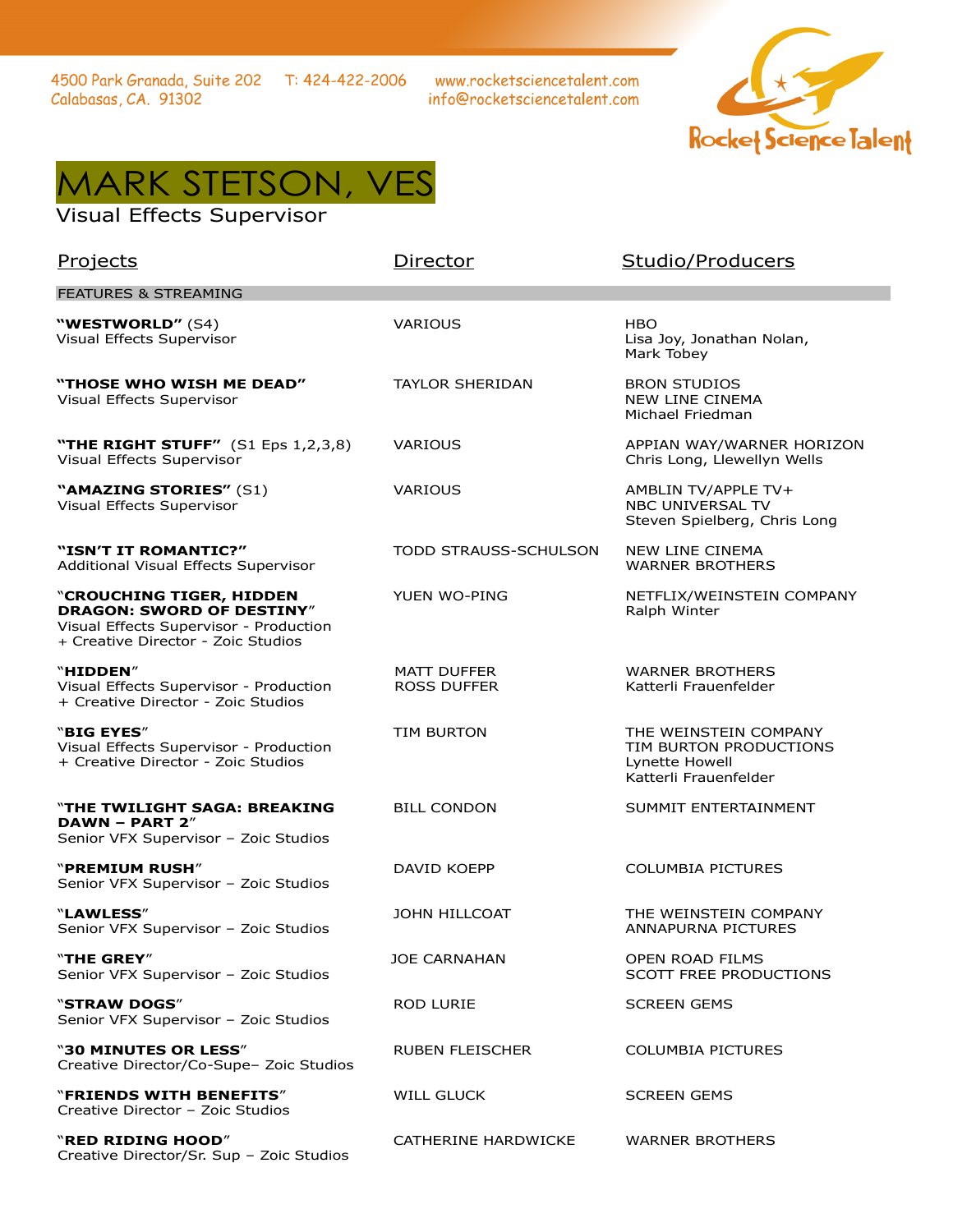4500 Park Granada, Suite 202
Calabasas, CA. 91302

T: 424-422-2006

www.rocketsciencetalent.com
info@rocketsciencetalent.com

Rocket Science Talent

# MARK STETSON, VES

Visual Effects Supervisor

| Projects | Director | Studio/Producers |
|---|---|---|
| **FEATURES & STREAMING** | | |
| **"WESTWORLD"** (S4)<br>Visual Effects Supervisor | VARIOUS | HBO<br>Lisa Joy, Jonathan Nolan, Mark Tobey |
| **"THOSE WHO WISH ME DEAD"**<br>Visual Effects Supervisor | TAYLOR SHERIDAN | BRON STUDIOS<br>NEW LINE CINEMA<br>Michael Friedman |
| **"THE RIGHT STUFF"** (S1 Eps 1,2,3,8)<br>Visual Effects Supervisor | VARIOUS | APPIAN WAY/WARNER HORIZON<br>Chris Long, Llewellyn Wells |
| **"AMAZING STORIES"** (S1)<br>Visual Effects Supervisor | VARIOUS | AMBLIN TV/APPLE TV+<br>NBC UNIVERSAL TV<br>Steven Spielberg, Chris Long |
| **"ISN'T IT ROMANTIC?"**<br>Additional Visual Effects Supervisor | TODD STRAUSS-SCHULSON | NEW LINE CINEMA<br>WARNER BROTHERS |
| **"CROUCHING TIGER, HIDDEN DRAGON: SWORD OF DESTINY"**<br>Visual Effects Supervisor - Production + Creative Director - Zoic Studios | YUEN WO-PING | NETFLIX/WEINSTEIN COMPANY<br>Ralph Winter |
| **"HIDDEN"**<br>Visual Effects Supervisor - Production + Creative Director - Zoic Studios | MATT DUFFER<br>ROSS DUFFER | WARNER BROTHERS<br>Katterli Frauenfelder |
| **"BIG EYES"**<br>Visual Effects Supervisor - Production + Creative Director - Zoic Studios | TIM BURTON | THE WEINSTEIN COMPANY<br>TIM BURTON PRODUCTIONS<br>Lynette Howell<br>Katterli Frauenfelder |
| **"THE TWILIGHT SAGA: BREAKING DAWN – PART 2"**<br>Senior VFX Supervisor – Zoic Studios | BILL CONDON | SUMMIT ENTERTAINMENT |
| **"PREMIUM RUSH"**<br>Senior VFX Supervisor – Zoic Studios | DAVID KOEPP | COLUMBIA PICTURES |
| **"LAWLESS"**<br>Senior VFX Supervisor – Zoic Studios | JOHN HILLCOAT | THE WEINSTEIN COMPANY<br>ANNAPURNA PICTURES |
| **"THE GREY"**<br>Senior VFX Supervisor – Zoic Studios | JOE CARNAHAN | OPEN ROAD FILMS<br>SCOTT FREE PRODUCTIONS |
| **"STRAW DOGS"**<br>Senior VFX Supervisor – Zoic Studios | ROD LURIE | SCREEN GEMS |
| **"30 MINUTES OR LESS"**<br>Creative Director/Co-Supe– Zoic Studios | RUBEN FLEISCHER | COLUMBIA PICTURES |
| **"FRIENDS WITH BENEFITS"**<br>Creative Director – Zoic Studios | WILL GLUCK | SCREEN GEMS |
| **"RED RIDING HOOD"**<br>Creative Director/Sr. Sup – Zoic Studios | CATHERINE HARDWICKE | WARNER BROTHERS |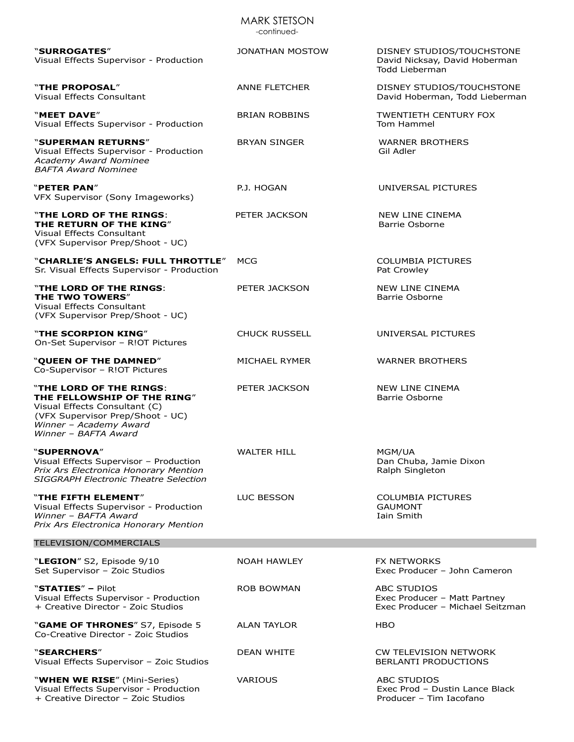| Title / Role | Director | Studio / Producers |
|---|---|---|
| **"SURROGATES"**<br>Visual Effects Supervisor - Production | JONATHAN MOSTOW | DISNEY STUDIOS/TOUCHSTONE<br>David Nicksay, David Hoberman<br>Todd Lieberman |
| **"THE PROPOSAL"**<br>Visual Effects Consultant | ANNE FLETCHER | DISNEY STUDIOS/TOUCHSTONE<br>David Hoberman, Todd Lieberman |
| **"MEET DAVE"**<br>Visual Effects Supervisor - Production | BRIAN ROBBINS | TWENTIETH CENTURY FOX<br>Tom Hammel |
| **"SUPERMAN RETURNS"**<br>Visual Effects Supervisor - Production<br>*Academy Award Nominee*<br>*BAFTA Award Nominee* | BRYAN SINGER | WARNER BROTHERS<br>Gil Adler |
| **"PETER PAN"**<br>VFX Supervisor (Sony Imageworks) | P.J. HOGAN | UNIVERSAL PICTURES |
| **"THE LORD OF THE RINGS: THE RETURN OF THE KING"**<br>Visual Effects Consultant<br>(VFX Supervisor Prep/Shoot - UC) | PETER JACKSON | NEW LINE CINEMA<br>Barrie Osborne |
| **"CHARLIE'S ANGELS: FULL THROTTLE"**<br>Sr. Visual Effects Supervisor - Production | MCG | COLUMBIA PICTURES<br>Pat Crowley |
| **"THE LORD OF THE RINGS: THE TWO TOWERS"**<br>Visual Effects Consultant<br>(VFX Supervisor Prep/Shoot - UC) | PETER JACKSON | NEW LINE CINEMA<br>Barrie Osborne |
| **"THE SCORPION KING"**<br>On-Set Supervisor – R!OT Pictures | CHUCK RUSSELL | UNIVERSAL PICTURES |
| **"QUEEN OF THE DAMNED"**<br>Co-Supervisor – R!OT Pictures | MICHAEL RYMER | WARNER BROTHERS |
| **"THE LORD OF THE RINGS: THE FELLOWSHIP OF THE RING"**<br>Visual Effects Consultant (C)<br>(VFX Supervisor Prep/Shoot - UC)<br>*Winner – Academy Award*<br>*Winner – BAFTA Award* | PETER JACKSON | NEW LINE CINEMA<br>Barrie Osborne |
| **"SUPERNOVA"**<br>Visual Effects Supervisor – Production<br>*Prix Ars Electronica Honorary Mention*<br>*SIGGRAPH Electronic Theatre Selection* | WALTER HILL | MGM/UA<br>Dan Chuba, Jamie Dixon<br>Ralph Singleton |
| **"THE FIFTH ELEMENT"**<br>Visual Effects Supervisor - Production<br>*Winner – BAFTA Award*<br>*Prix Ars Electronica Honorary Mention* | LUC BESSON | COLUMBIA PICTURES<br>GAUMONT<br>Iain Smith |

## TELEVISION/COMMERCIALS

| Title / Role | Director | Studio / Producers |
|---|---|---|
| **"LEGION"** S2, Episode 9/10<br>Set Supervisor – Zoic Studios | NOAH HAWLEY | FX NETWORKS<br>Exec Producer – John Cameron |
| **"STATIES" –** Pilot<br>Visual Effects Supervisor - Production<br>+ Creative Director - Zoic Studios | ROB BOWMAN | ABC STUDIOS<br>Exec Producer – Matt Partney<br>Exec Producer – Michael Seitzman |
| **"GAME OF THRONES"** S7, Episode 5<br>Co-Creative Director - Zoic Studios | ALAN TAYLOR | HBO |
| **"SEARCHERS"**<br>Visual Effects Supervisor – Zoic Studios | DEAN WHITE | CW TELEVISION NETWORK<br>BERLANTI PRODUCTIONS |
| **"WHEN WE RISE"** (Mini-Series)<br>Visual Effects Supervisor - Production<br>+ Creative Director – Zoic Studios | VARIOUS | ABC STUDIOS<br>Exec Prod – Dustin Lance Black<br>Producer – Tim Iacofano |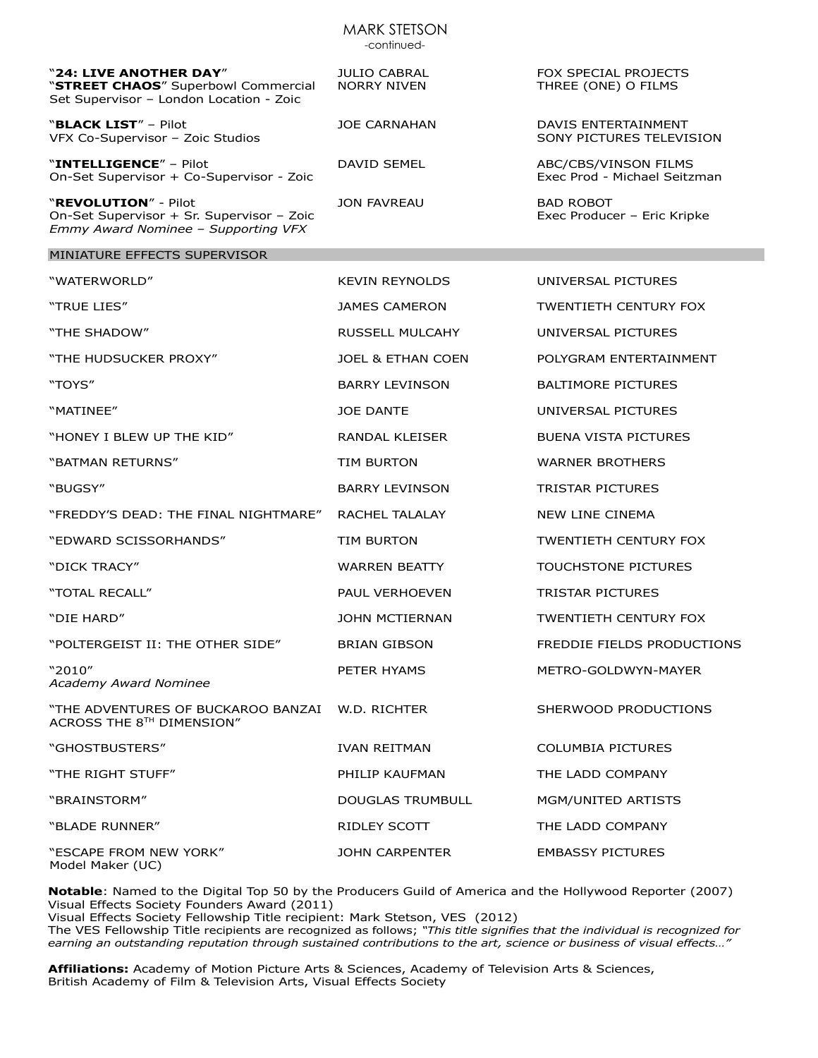MARK STETSON
-continued-

| | | |
|---|---|---|
| "**24: LIVE ANOTHER DAY**"<br>"**STREET CHAOS**" Superbowl Commercial<br>Set Supervisor – London Location - Zoic | JULIO CABRAL<br>NORRY NIVEN | FOX SPECIAL PROJECTS<br>THREE (ONE) O FILMS |
| "**BLACK LIST**" – Pilot<br>VFX Co-Supervisor – Zoic Studios | JOE CARNAHAN | DAVIS ENTERTAINMENT<br>SONY PICTURES TELEVISION |
| "**INTELLIGENCE**" – Pilot<br>On-Set Supervisor + Co-Supervisor - Zoic | DAVID SEMEL | ABC/CBS/VINSON FILMS<br>Exec Prod - Michael Seitzman |
| "**REVOLUTION**" - Pilot<br>On-Set Supervisor + Sr. Supervisor – Zoic<br>*Emmy Award Nominee – Supporting VFX* | JON FAVREAU | BAD ROBOT<br>Exec Producer – Eric Kripke |

## MINIATURE EFFECTS SUPERVISOR

| | | |
|---|---|---|
| "WATERWORLD" | KEVIN REYNOLDS | UNIVERSAL PICTURES |
| "TRUE LIES" | JAMES CAMERON | TWENTIETH CENTURY FOX |
| "THE SHADOW" | RUSSELL MULCAHY | UNIVERSAL PICTURES |
| "THE HUDSUCKER PROXY" | JOEL & ETHAN COEN | POLYGRAM ENTERTAINMENT |
| "TOYS" | BARRY LEVINSON | BALTIMORE PICTURES |
| "MATINEE" | JOE DANTE | UNIVERSAL PICTURES |
| "HONEY I BLEW UP THE KID" | RANDAL KLEISER | BUENA VISTA PICTURES |
| "BATMAN RETURNS" | TIM BURTON | WARNER BROTHERS |
| "BUGSY" | BARRY LEVINSON | TRISTAR PICTURES |
| "FREDDY'S DEAD: THE FINAL NIGHTMARE" | RACHEL TALALAY | NEW LINE CINEMA |
| "EDWARD SCISSORHANDS" | TIM BURTON | TWENTIETH CENTURY FOX |
| "DICK TRACY" | WARREN BEATTY | TOUCHSTONE PICTURES |
| "TOTAL RECALL" | PAUL VERHOEVEN | TRISTAR PICTURES |
| "DIE HARD" | JOHN MCTIERNAN | TWENTIETH CENTURY FOX |
| "POLTERGEIST II: THE OTHER SIDE" | BRIAN GIBSON | FREDDIE FIELDS PRODUCTIONS |
| "2010"<br>*Academy Award Nominee* | PETER HYAMS | METRO-GOLDWYN-MAYER |
| "THE ADVENTURES OF BUCKAROO BANZAI ACROSS THE 8TH DIMENSION" | W.D. RICHTER | SHERWOOD PRODUCTIONS |
| "GHOSTBUSTERS" | IVAN REITMAN | COLUMBIA PICTURES |
| "THE RIGHT STUFF" | PHILIP KAUFMAN | THE LADD COMPANY |
| "BRAINSTORM" | DOUGLAS TRUMBULL | MGM/UNITED ARTISTS |
| "BLADE RUNNER" | RIDLEY SCOTT | THE LADD COMPANY |
| "ESCAPE FROM NEW YORK"<br>Model Maker (UC) | JOHN CARPENTER | EMBASSY PICTURES |

**Notable**: Named to the Digital Top 50 by the Producers Guild of America and the Hollywood Reporter (2007)
Visual Effects Society Founders Award (2011)
Visual Effects Society Fellowship Title recipient: Mark Stetson, VES (2012)
The VES Fellowship Title recipients are recognized as follows; *"This title signifies that the individual is recognized for earning an outstanding reputation through sustained contributions to the art, science or business of visual effects…"*

**Affiliations:** Academy of Motion Picture Arts & Sciences, Academy of Television Arts & Sciences, British Academy of Film & Television Arts, Visual Effects Society